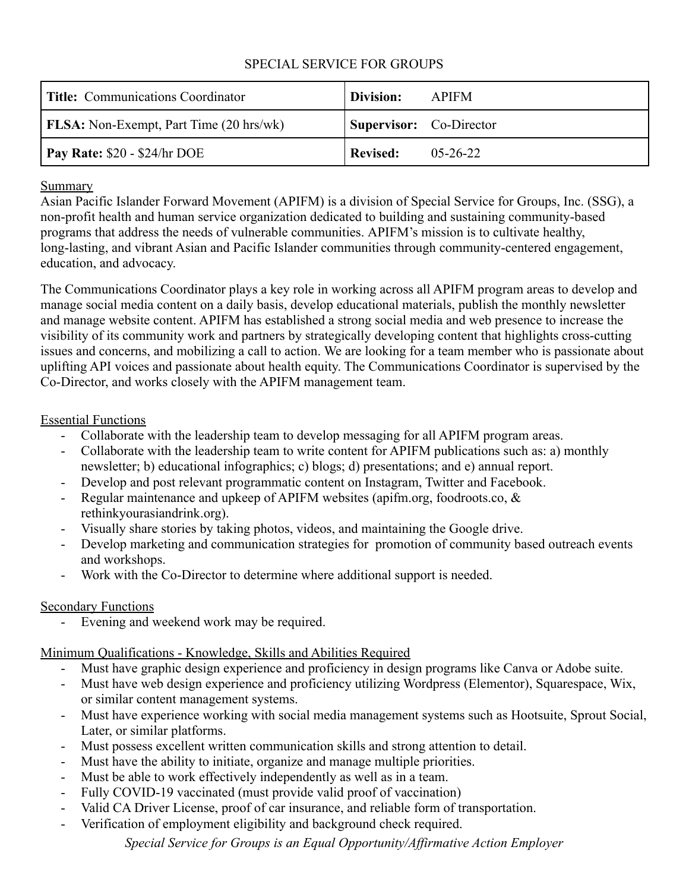# SPECIAL SERVICE FOR GROUPS

| **Title:** Communications Coordinator | **Division:** APIFM |
|---|---|
| **FLSA:** Non-Exempt, Part Time (20 hrs/wk) | **Supervisor:** Co-Director |
| **Pay Rate:** $20 - $24/hr DOE | **Revised:** 05-26-22 |

## Summary

Asian Pacific Islander Forward Movement (APIFM) is a division of Special Service for Groups, Inc. (SSG), a non-profit health and human service organization dedicated to building and sustaining community-based programs that address the needs of vulnerable communities. APIFM's mission is to cultivate healthy, long-lasting, and vibrant Asian and Pacific Islander communities through community-centered engagement, education, and advocacy.

The Communications Coordinator plays a key role in working across all APIFM program areas to develop and manage social media content on a daily basis, develop educational materials, publish the monthly newsletter and manage website content. APIFM has established a strong social media and web presence to increase the visibility of its community work and partners by strategically developing content that highlights cross-cutting issues and concerns, and mobilizing a call to action. We are looking for a team member who is passionate about uplifting API voices and passionate about health equity. The Communications Coordinator is supervised by the Co-Director, and works closely with the APIFM management team.

## Essential Functions

- Collaborate with the leadership team to develop messaging for all APIFM program areas.
- Collaborate with the leadership team to write content for APIFM publications such as: a) monthly newsletter; b) educational infographics; c) blogs; d) presentations; and e) annual report.
- Develop and post relevant programmatic content on Instagram, Twitter and Facebook.
- Regular maintenance and upkeep of APIFM websites (apifm.org, foodroots.co, & rethinkyourasiandrink.org).
- Visually share stories by taking photos, videos, and maintaining the Google drive.
- Develop marketing and communication strategies for promotion of community based outreach events and workshops.
- Work with the Co-Director to determine where additional support is needed.

## Secondary Functions

- Evening and weekend work may be required.

## Minimum Qualifications - Knowledge, Skills and Abilities Required

- Must have graphic design experience and proficiency in design programs like Canva or Adobe suite.
- Must have web design experience and proficiency utilizing Wordpress (Elementor), Squarespace, Wix, or similar content management systems.
- Must have experience working with social media management systems such as Hootsuite, Sprout Social, Later, or similar platforms.
- Must possess excellent written communication skills and strong attention to detail.
- Must have the ability to initiate, organize and manage multiple priorities.
- Must be able to work effectively independently as well as in a team.
- Fully COVID-19 vaccinated (must provide valid proof of vaccination)
- Valid CA Driver License, proof of car insurance, and reliable form of transportation.
- Verification of employment eligibility and background check required.

*Special Service for Groups is an Equal Opportunity/Affirmative Action Employer*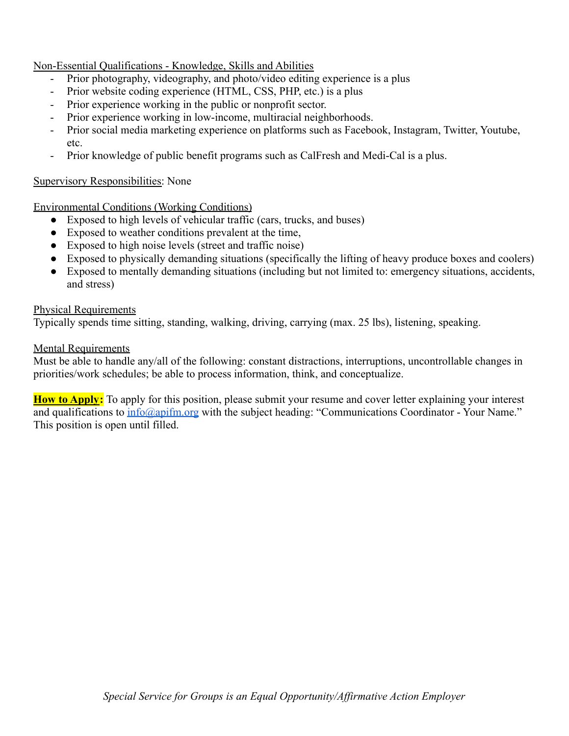Non-Essential Qualifications - Knowledge, Skills and Abilities

- Prior photography, videography, and photo/video editing experience is a plus
- Prior website coding experience (HTML, CSS, PHP, etc.) is a plus
- Prior experience working in the public or nonprofit sector.
- Prior experience working in low-income, multiracial neighborhoods.
- Prior social media marketing experience on platforms such as Facebook, Instagram, Twitter, Youtube, etc.
- Prior knowledge of public benefit programs such as CalFresh and Medi-Cal is a plus.

Supervisory Responsibilities: None

Environmental Conditions (Working Conditions)

- Exposed to high levels of vehicular traffic (cars, trucks, and buses)
- Exposed to weather conditions prevalent at the time,
- Exposed to high noise levels (street and traffic noise)
- Exposed to physically demanding situations (specifically the lifting of heavy produce boxes and coolers)
- Exposed to mentally demanding situations (including but not limited to: emergency situations, accidents, and stress)

Physical Requirements

Typically spends time sitting, standing, walking, driving, carrying (max. 25 lbs), listening, speaking.

Mental Requirements

Must be able to handle any/all of the following: constant distractions, interruptions, uncontrollable changes in priorities/work schedules; be able to process information, think, and conceptualize.

**How to Apply:** To apply for this position, please submit your resume and cover letter explaining your interest and qualifications to info@apifm.org with the subject heading: "Communications Coordinator - Your Name." This position is open until filled.

*Special Service for Groups is an Equal Opportunity/Affirmative Action Employer*